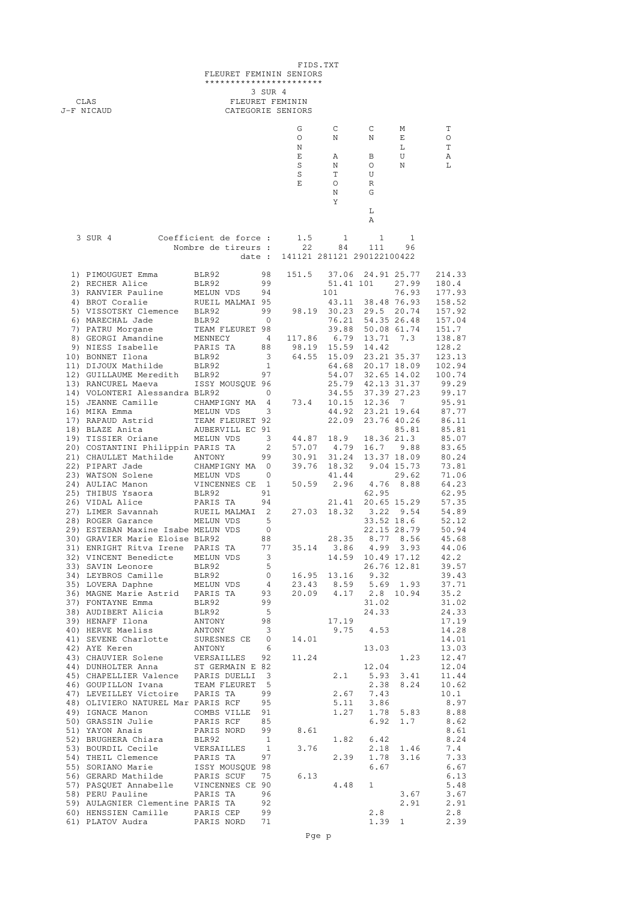FIDS.TXT

# FLEURET FEMININ SENIORS

**3 SUR 4**

CLAS
J-F NICAUD

FLEURET FEMININ
CATEGORIE SENIORS

| 3 SUR 4 | Club | | GONESSE | C N ANTONY | C N BOURG LA | MELUN | TOTAL |
|---|---|---|---|---|---|---|---|
| | Coefficient de force : | | 1.5 | 1 | 1 | 1 | |
| | Nombre de tireurs : | | 22 | 84 | 111 | 96 | |
| | date : | | 141121 | 281121 | 290122 | 100422 | |
| 1) PIMOUGUET Emma | BLR92 | 98 | 151.5 | 37.06 | 24.91 | 25.77 | 214.33 |
| 2) RECHER Alice | BLR92 | 99 | | 51.41 | 101 | 27.99 | 180.4 |
| 3) RANVIER Pauline | MELUN VDS | 94 | | 101 | | 76.93 | 177.93 |
| 4) BROT Coralie | RUEIL MALMAI | 95 | | 43.11 | 38.48 | 76.93 | 158.52 |
| 5) VISSOTSKY Clemence | BLR92 | 99 | 98.19 | 30.23 | 29.5 | 20.74 | 157.92 |
| 6) MARECHAL Jade | BLR92 | 0 | | 76.21 | 54.35 | 26.48 | 157.04 |
| 7) PATRU Morgane | TEAM FLEURET | 98 | | 39.88 | 50.08 | 61.74 | 151.7 |
| 8) GEORGI Amandine | MENNECY | 4 | 117.86 | 6.79 | 13.71 | 7.3 | 138.87 |
| 9) NIESS Isabelle | PARIS TA | 88 | 98.19 | 15.59 | 14.42 | | 128.2 |
| 10) BONNET Ilona | BLR92 | 3 | 64.55 | 15.09 | 23.21 | 35.37 | 123.13 |
| 11) DIJOUX Mathilde | BLR92 | 1 | | 64.68 | 20.17 | 18.09 | 102.94 |
| 12) GUILLAUME Meredith | BLR92 | 97 | | 54.07 | 32.65 | 14.02 | 100.74 |
| 13) RANCUREL Maeva | ISSY MOUSQUE | 96 | | 25.79 | 42.13 | 31.37 | 99.29 |
| 14) VOLONTERI Alessandra | BLR92 | | | 34.55 | 37.39 | 27.23 | 99.17 |
| 15) JEANNE Camille | CHAMPIGNY MA | 4 | 73.4 | 10.15 | 12.36 | 7 | 95.91 |
| 16) MIKA Emma | MELUN VDS | 3 | | 44.92 | 23.21 | 19.64 | 87.77 |
| 17) RAPAUD Astrid | TEAM FLEURET | 92 | | 22.09 | 23.76 | 40.26 | 86.11 |
| 18) BLAZE Anita | AUBERVILL EC | 91 | | | | 85.81 | 85.81 |
| 19) TISSIER Oriane | MELUN VDS | 3 | 44.87 | 18.9 | 18.36 | 21.3 | 85.07 |
| 20) COSTANTINI Philippin | PARIS TA | 2 | 57.07 | 4.79 | 16.7 | 9.88 | 83.65 |
| 21) CHAULLET Mathilde | ANTONY | 99 | 30.91 | 31.24 | 13.37 | 18.09 | 80.24 |
| 22) PIPART Jade | CHAMPIGNY MA | 0 | 39.76 | 18.32 | 9.04 | 15.73 | 73.81 |
| 23) WATSON Solene | MELUN VDS | 0 | | 41.44 | | 29.62 | 71.06 |
| 24) AULIAC Manon | VINCENNES CE | 1 | 50.59 | 2.96 | 4.76 | 8.88 | 64.23 |
| 25) THIBUS Ysaora | BLR92 | 91 | | | 62.95 | | 62.95 |
| 26) VIDAL Alice | PARIS TA | 94 | | 21.41 | 20.65 | 15.29 | 57.35 |
| 27) LIMER Savannah | RUEIL MALMAI | 2 | 27.03 | 18.32 | 3.22 | 9.54 | 54.89 |
| 28) ROGER Garance | MELUN VDS | 5 | | | 33.52 | 18.6 | 52.12 |
| 29) ESTEBAN Maxine Isabe | MELUN VDS | 0 | | | 22.15 | 28.79 | 50.94 |
| 30) GRAVIER Marie Eloise | BLR92 | 88 | | 28.35 | 8.77 | 8.56 | 45.68 |
| 31) ENRIGHT Ritva Irene | PARIS TA | 77 | 35.14 | 3.86 | 4.99 | 3.93 | 44.06 |
| 32) VINCENT Benedicte | MELUN VDS | 3 | | 14.59 | 10.49 | 17.12 | 42.2 |
| 33) SAVIN Leonore | BLR92 | 5 | | | 26.76 | 12.81 | 39.57 |
| 34) LEYBROS Camille | BLR92 | 0 | 16.95 | 13.16 | 9.32 | | 39.43 |
| 35) LOVERA Daphne | MELUN VDS | 4 | 23.43 | 8.59 | 5.69 | 1.93 | 37.71 |
| 36) MAGNE Marie Astrid | PARIS TA | 93 | 20.09 | 4.17 | 2.8 | 10.94 | 35.2 |
| 37) FONTAYNE Emma | BLR92 | 99 | | | 31.02 | | 31.02 |
| 38) AUDIBERT Alicia | BLR92 | 5 | | | 24.33 | | 24.33 |
| 39) HENAFF Ilona | ANTONY | 98 | | 17.19 | | | 17.19 |
| 40) HERVE Maeliss | ANTONY | 3 | | 9.75 | 4.53 | | 14.28 |
| 41) SEVENE Charlotte | SURESNES CE | 0 | 14.01 | | | | 14.01 |
| 42) AYE Keren | ANTONY | 6 | | | 13.03 | | 13.03 |
| 43) CHAUVIER Solene | VERSAILLES | 92 | 11.24 | | | 1.23 | 12.47 |
| 44) DUNHOLTER Anna | ST GERMAIN E | 82 | | | 12.04 | | 12.04 |
| 45) CHAPELLIER Valence | PARIS DUELLI | 3 | | 2.1 | 5.93 | 3.41 | 11.44 |
| 46) GOUPILLON Ivana | TEAM FLEURET | 5 | | | 2.38 | 8.24 | 10.62 |
| 47) LEVEILLEY Victoire | PARIS TA | 99 | | 2.67 | 7.43 | | 10.1 |
| 48) OLIVIERO NATUREL Mar | PARIS RCF | 95 | | 5.11 | 3.86 | | 8.97 |
| 49) IGNACE Manon | COMBS VILLE | 91 | | 1.27 | 1.78 | 5.83 | 8.88 |
| 50) GRASSIN Julie | PARIS RCF | 85 | | | 6.92 | 1.7 | 8.62 |
| 51) YAYON Anais | PARIS NORD | 99 | 8.61 | | | | 8.61 |
| 52) BRUGHERA Chiara | BLR92 | 1 | | 1.82 | 6.42 | | 8.24 |
| 53) BOURDIL Cecile | VERSAILLES | 1 | 3.76 | | 2.18 | 1.46 | 7.4 |
| 54) THEIL Clemence | PARIS TA | 97 | | 2.39 | 1.78 | 3.16 | 7.33 |
| 55) SORIANO Marie | ISSY MOUSQUE | 98 | | | 6.67 | | 6.67 |
| 56) GERARD Mathilde | PARIS SCUF | 75 | 6.13 | | | | 6.13 |
| 57) PASQUET Annabelle | VINCENNES CE | 90 | | 4.48 | 1 | | 5.48 |
| 58) PERU Pauline | PARIS TA | 96 | | | | 3.67 | 3.67 |
| 59) AULAGNIER Clementine | PARIS TA | 92 | | | | 2.91 | 2.91 |
| 60) HENSSIEN Camille | PARIS CEP | 99 | | | 2.8 | | 2.8 |
| 61) PLATOV Audra | PARIS NORD | 71 | | | 1.39 | 1 | 2.39 |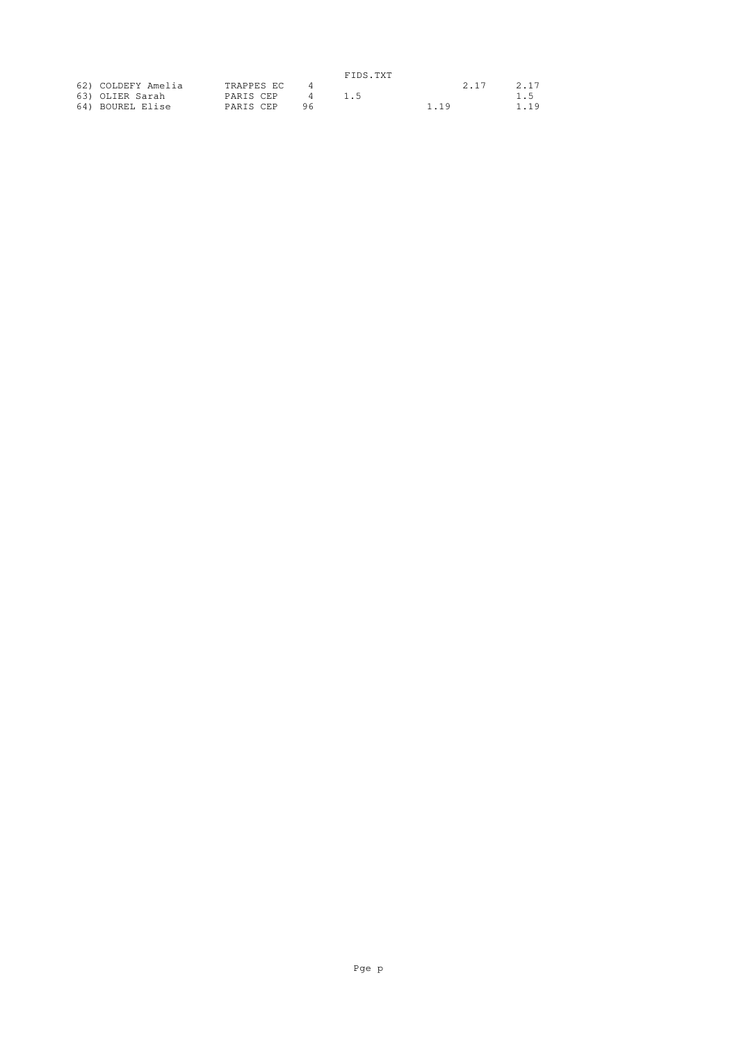| | | | | | | |
|---|---|---|---|---|---|---|
| 62) COLDEFY Amelia | TRAPPES EC | 4 | | | 2.17 | 2.17 |
| 63) OLIER Sarah | PARIS CEP | 4 | 1.5 | | | 1.5 |
| 64) BOUREL Elise | PARIS CEP | 96 | | 1.19 | | 1.19 |